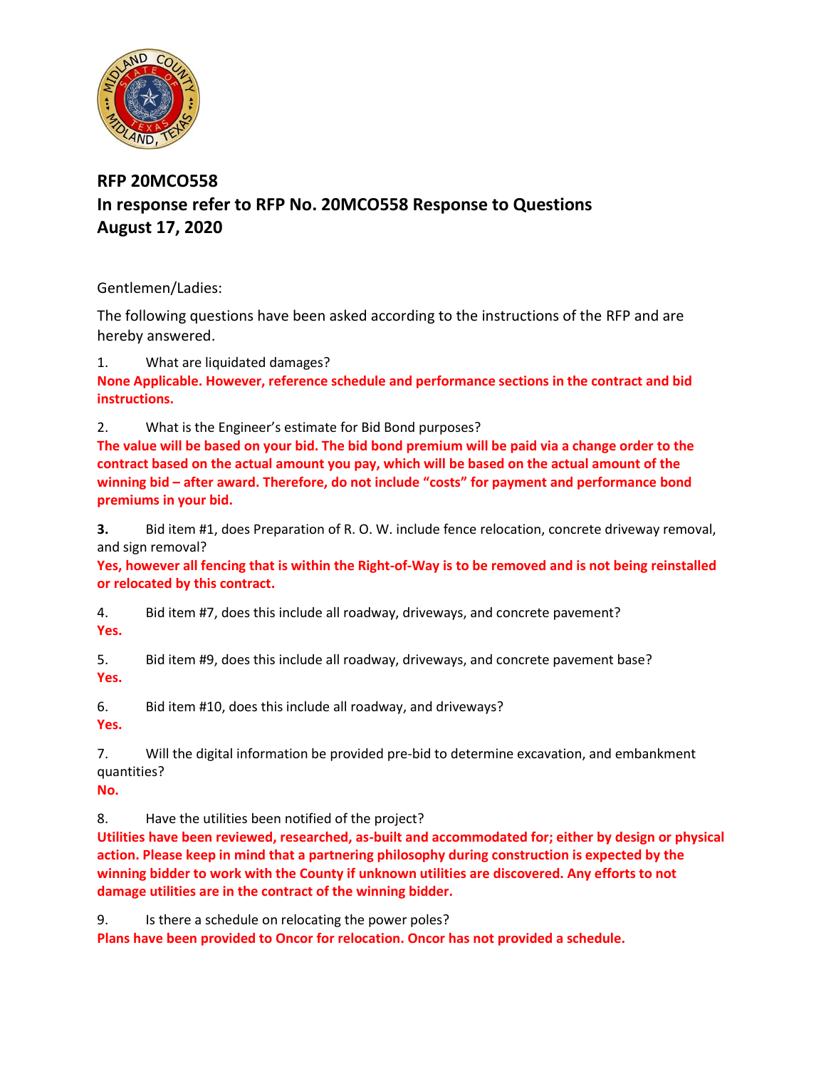**RFP 20MCO558**
**In response refer to RFP No. 20MCO558 Response to Questions**
**August 17, 2020**

Gentlemen/Ladies:

The following questions have been asked according to the instructions of the RFP and are hereby answered.

1. What are liquidated damages?

**None Applicable. However, reference schedule and performance sections in the contract and bid instructions.**

2. What is the Engineer's estimate for Bid Bond purposes?

**The value will be based on your bid. The bid bond premium will be paid via a change order to the contract based on the actual amount you pay, which will be based on the actual amount of the winning bid – after award. Therefore, do not include "costs" for payment and performance bond premiums in your bid.**

**3.** Bid item #1, does Preparation of R. O. W. include fence relocation, concrete driveway removal, and sign removal?

**Yes, however all fencing that is within the Right-of-Way is to be removed and is not being reinstalled or relocated by this contract.**

4. Bid item #7, does this include all roadway, driveways, and concrete pavement?

**Yes.**

5. Bid item #9, does this include all roadway, driveways, and concrete pavement base?

**Yes.**

6. Bid item #10, does this include all roadway, and driveways?

**Yes.**

7. Will the digital information be provided pre-bid to determine excavation, and embankment quantities?

**No.**

8. Have the utilities been notified of the project?

**Utilities have been reviewed, researched, as-built and accommodated for; either by design or physical action. Please keep in mind that a partnering philosophy during construction is expected by the winning bidder to work with the County if unknown utilities are discovered. Any efforts to not damage utilities are in the contract of the winning bidder.**

9. Is there a schedule on relocating the power poles?

**Plans have been provided to Oncor for relocation. Oncor has not provided a schedule.**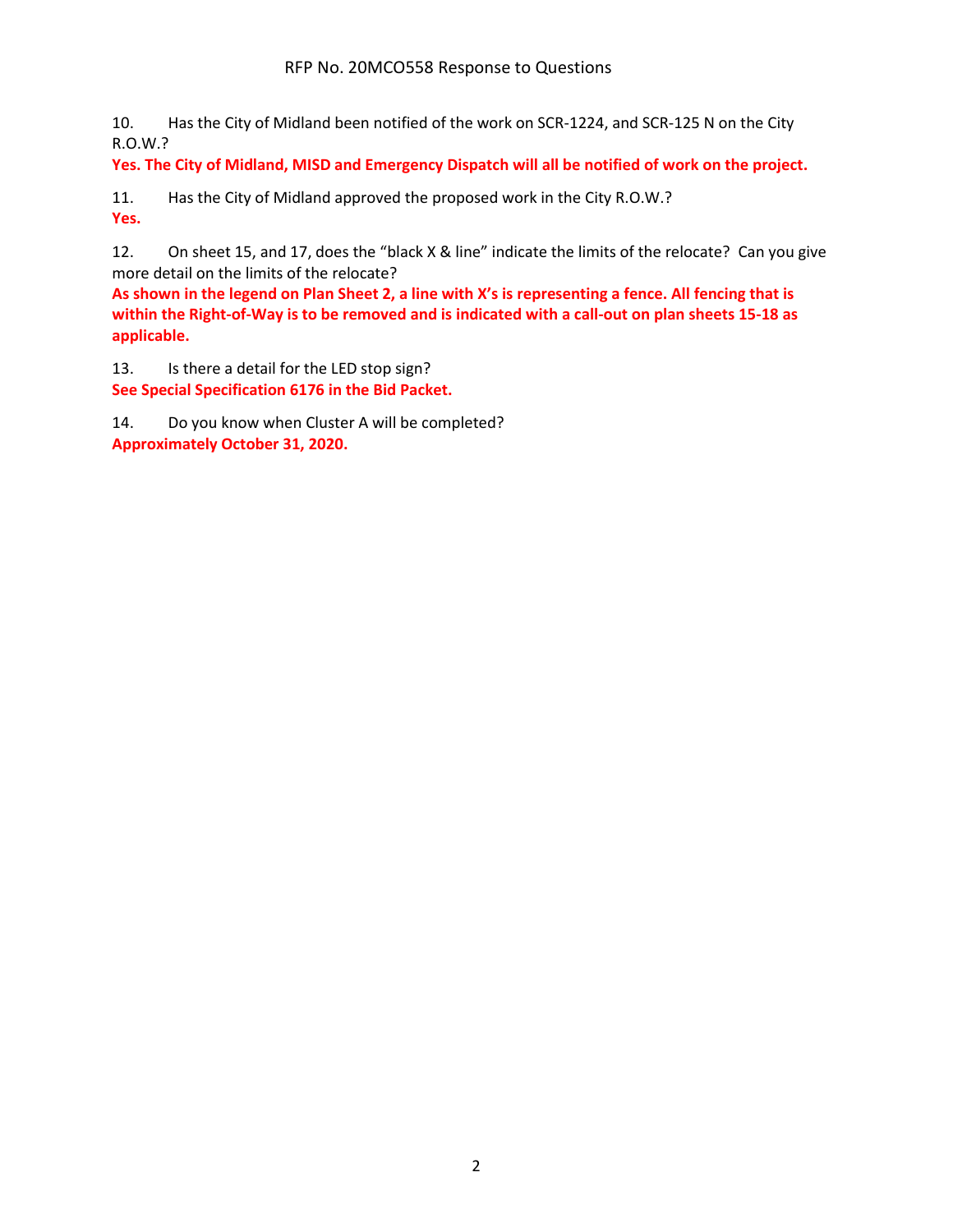10. Has the City of Midland been notified of the work on SCR-1224, and SCR-125 N on the City R.O.W.?

**Yes. The City of Midland, MISD and Emergency Dispatch will all be notified of work on the project.**

11. Has the City of Midland approved the proposed work in the City R.O.W.?

**Yes.**

12. On sheet 15, and 17, does the "black X & line" indicate the limits of the relocate? Can you give more detail on the limits of the relocate?

**As shown in the legend on Plan Sheet 2, a line with X's is representing a fence. All fencing that is within the Right-of-Way is to be removed and is indicated with a call-out on plan sheets 15-18 as applicable.**

13. Is there a detail for the LED stop sign?

**See Special Specification 6176 in the Bid Packet.**

14. Do you know when Cluster A will be completed?

**Approximately October 31, 2020.**